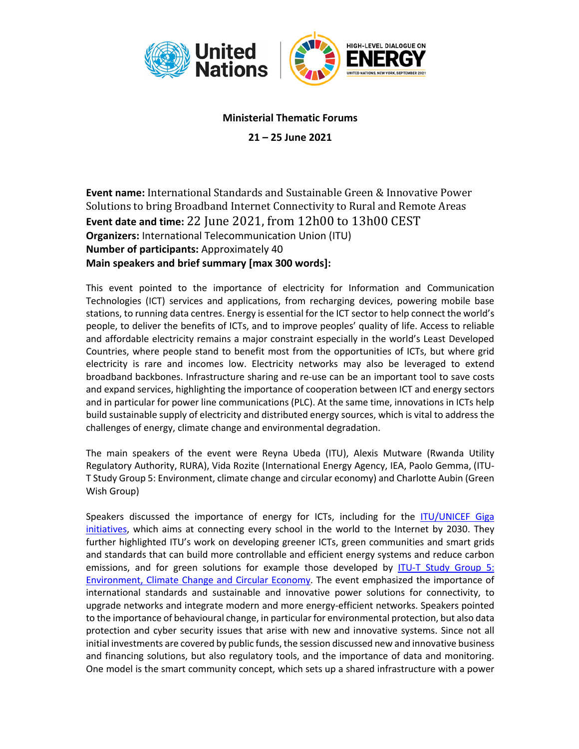**Ministerial Thematic Forums**

**21 – 25 June 2021**

**Event name:** International Standards and Sustainable Green & Innovative Power Solutions to bring Broadband Internet Connectivity to Rural and Remote Areas
**Event date and time:** 22 June 2021, from 12h00 to 13h00 CEST
**Organizers:** International Telecommunication Union (ITU)
**Number of participants:** Approximately 40
**Main speakers and brief summary [max 300 words]:**

This event pointed to the importance of electricity for Information and Communication Technologies (ICT) services and applications, from recharging devices, powering mobile base stations, to running data centres. Energy is essential for the ICT sector to help connect the world's people, to deliver the benefits of ICTs, and to improve peoples' quality of life. Access to reliable and affordable electricity remains a major constraint especially in the world's Least Developed Countries, where people stand to benefit most from the opportunities of ICTs, but where grid electricity is rare and incomes low. Electricity networks may also be leveraged to extend broadband backbones. Infrastructure sharing and re-use can be an important tool to save costs and expand services, highlighting the importance of cooperation between ICT and energy sectors and in particular for power line communications (PLC). At the same time, innovations in ICTs help build sustainable supply of electricity and distributed energy sources, which is vital to address the challenges of energy, climate change and environmental degradation.

The main speakers of the event were Reyna Ubeda (ITU), Alexis Mutware (Rwanda Utility Regulatory Authority, RURA), Vida Rozite (International Energy Agency, IEA, Paolo Gemma, (ITU-T Study Group 5: Environment, climate change and circular economy) and Charlotte Aubin (Green Wish Group)

Speakers discussed the importance of energy for ICTs, including for the ITU/UNICEF Giga initiatives, which aims at connecting every school in the world to the Internet by 2030. They further highlighted ITU's work on developing greener ICTs, green communities and smart grids and standards that can build more controllable and efficient energy systems and reduce carbon emissions, and for green solutions for example those developed by ITU-T Study Group 5: Environment, Climate Change and Circular Economy. The event emphasized the importance of international standards and sustainable and innovative power solutions for connectivity, to upgrade networks and integrate modern and more energy-efficient networks. Speakers pointed to the importance of behavioural change, in particular for environmental protection, but also data protection and cyber security issues that arise with new and innovative systems. Since not all initial investments are covered by public funds, the session discussed new and innovative business and financing solutions, but also regulatory tools, and the importance of data and monitoring. One model is the smart community concept, which sets up a shared infrastructure with a power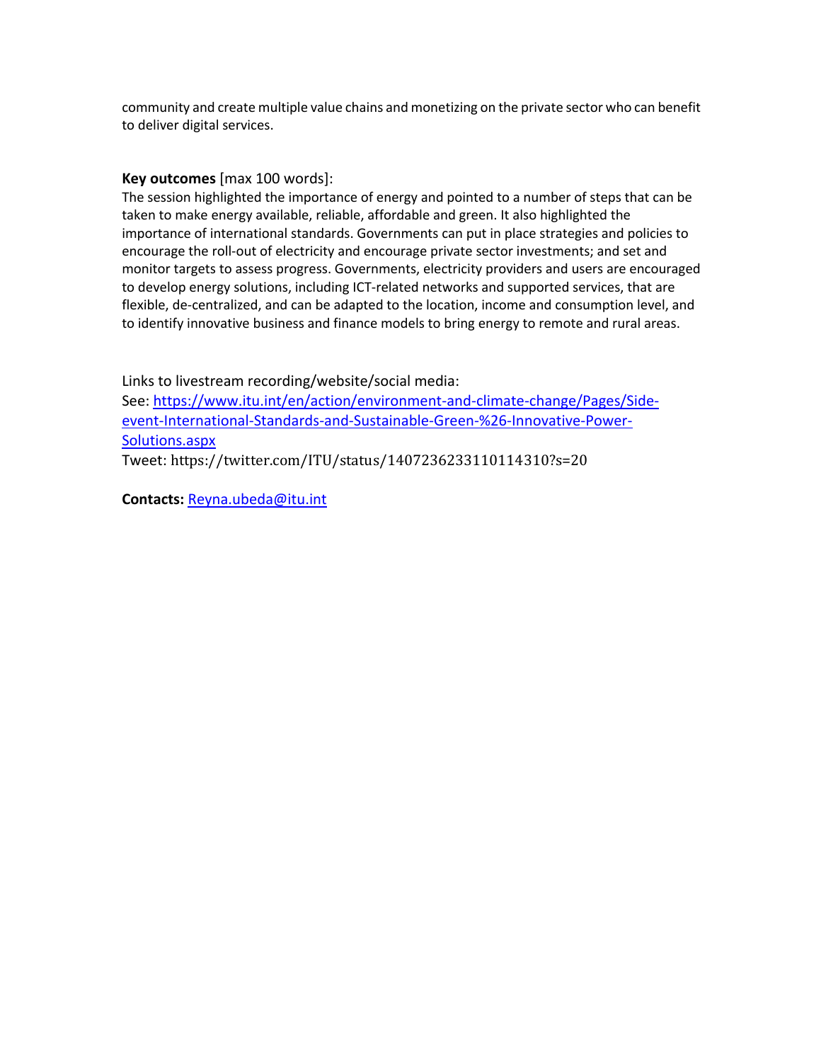community and create multiple value chains and monetizing on the private sector who can benefit to deliver digital services.

**Key outcomes** [max 100 words]:
The session highlighted the importance of energy and pointed to a number of steps that can be taken to make energy available, reliable, affordable and green. It also highlighted the importance of international standards. Governments can put in place strategies and policies to encourage the roll-out of electricity and encourage private sector investments; and set and monitor targets to assess progress. Governments, electricity providers and users are encouraged to develop energy solutions, including ICT-related networks and supported services, that are flexible, de-centralized, and can be adapted to the location, income and consumption level, and to identify innovative business and finance models to bring energy to remote and rural areas.

Links to livestream recording/website/social media:
See: [https://www.itu.int/en/action/environment-and-climate-change/Pages/Side-event-International-Standards-and-Sustainable-Green-%26-Innovative-Power-Solutions.aspx](https://www.itu.int/en/action/environment-and-climate-change/Pages/Side-event-International-Standards-and-Sustainable-Green-%26-Innovative-Power-Solutions.aspx)
Tweet: https://twitter.com/ITU/status/1407236233110114310?s=20

**Contacts:** [Reyna.ubeda@itu.int](mailto:Reyna.ubeda@itu.int)